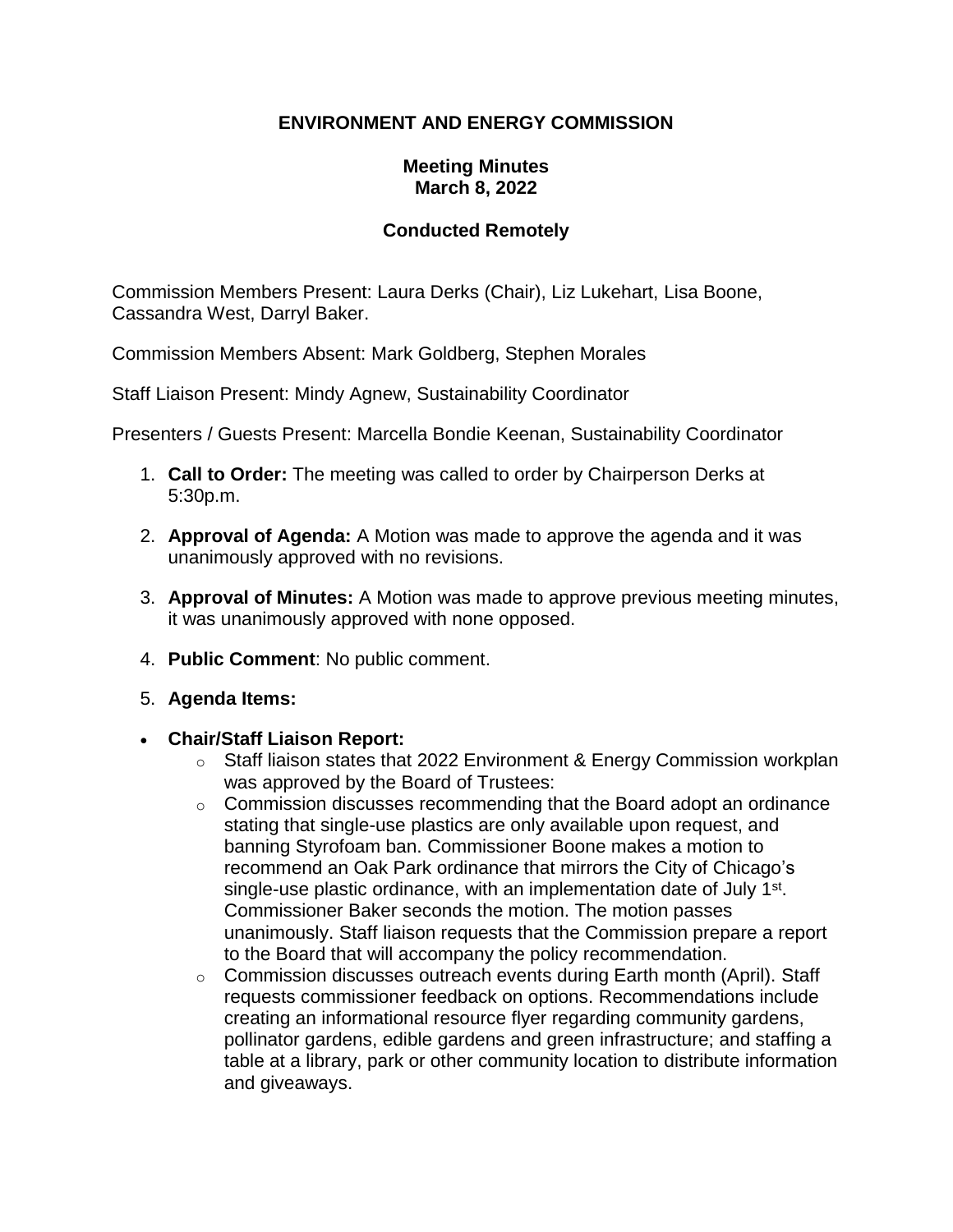# ENVIRONMENT AND ENERGY COMMISSION

## Meeting Minutes
## March 8, 2022

## Conducted Remotely

Commission Members Present: Laura Derks (Chair), Liz Lukehart, Lisa Boone, Cassandra West, Darryl Baker.

Commission Members Absent: Mark Goldberg, Stephen Morales

Staff Liaison Present: Mindy Agnew, Sustainability Coordinator

Presenters / Guests Present: Marcella Bondie Keenan, Sustainability Coordinator

1. **Call to Order:** The meeting was called to order by Chairperson Derks at 5:30p.m.
2. **Approval of Agenda:** A Motion was made to approve the agenda and it was unanimously approved with no revisions.
3. **Approval of Minutes:** A Motion was made to approve previous meeting minutes, it was unanimously approved with none opposed.
4. **Public Comment**: No public comment.
5. **Agenda Items:**

- **Chair/Staff Liaison Report:**
  - Staff liaison states that 2022 Environment & Energy Commission workplan was approved by the Board of Trustees:
  - Commission discusses recommending that the Board adopt an ordinance stating that single-use plastics are only available upon request, and banning Styrofoam ban. Commissioner Boone makes a motion to recommend an Oak Park ordinance that mirrors the City of Chicago's single-use plastic ordinance, with an implementation date of July 1st. Commissioner Baker seconds the motion. The motion passes unanimously. Staff liaison requests that the Commission prepare a report to the Board that will accompany the policy recommendation.
  - Commission discusses outreach events during Earth month (April). Staff requests commissioner feedback on options. Recommendations include creating an informational resource flyer regarding community gardens, pollinator gardens, edible gardens and green infrastructure; and staffing a table at a library, park or other community location to distribute information and giveaways.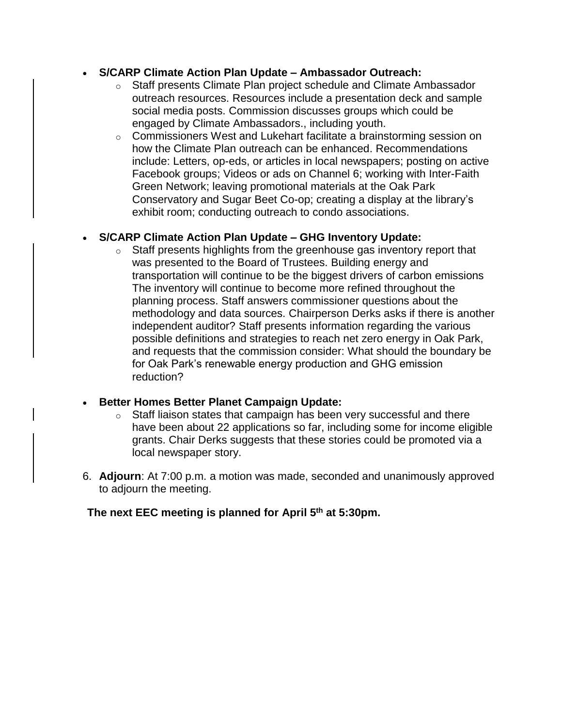- **S/CARP Climate Action Plan Update – Ambassador Outreach:**
  - Staff presents Climate Plan project schedule and Climate Ambassador outreach resources. Resources include a presentation deck and sample social media posts. Commission discusses groups which could be engaged by Climate Ambassadors., including youth.
  - Commissioners West and Lukehart facilitate a brainstorming session on how the Climate Plan outreach can be enhanced. Recommendations include: Letters, op-eds, or articles in local newspapers; posting on active Facebook groups; Videos or ads on Channel 6; working with Inter-Faith Green Network; leaving promotional materials at the Oak Park Conservatory and Sugar Beet Co-op; creating a display at the library's exhibit room; conducting outreach to condo associations.

- **S/CARP Climate Action Plan Update – GHG Inventory Update:**
  - Staff presents highlights from the greenhouse gas inventory report that was presented to the Board of Trustees. Building energy and transportation will continue to be the biggest drivers of carbon emissions The inventory will continue to become more refined throughout the planning process. Staff answers commissioner questions about the methodology and data sources. Chairperson Derks asks if there is another independent auditor? Staff presents information regarding the various possible definitions and strategies to reach net zero energy in Oak Park, and requests that the commission consider: What should the boundary be for Oak Park's renewable energy production and GHG emission reduction?

- **Better Homes Better Planet Campaign Update:**
  - Staff liaison states that campaign has been very successful and there have been about 22 applications so far, including some for income eligible grants. Chair Derks suggests that these stories could be promoted via a local newspaper story.

6. **Adjourn**: At 7:00 p.m. a motion was made, seconded and unanimously approved to adjourn the meeting.

**The next EEC meeting is planned for April 5th at 5:30pm.**